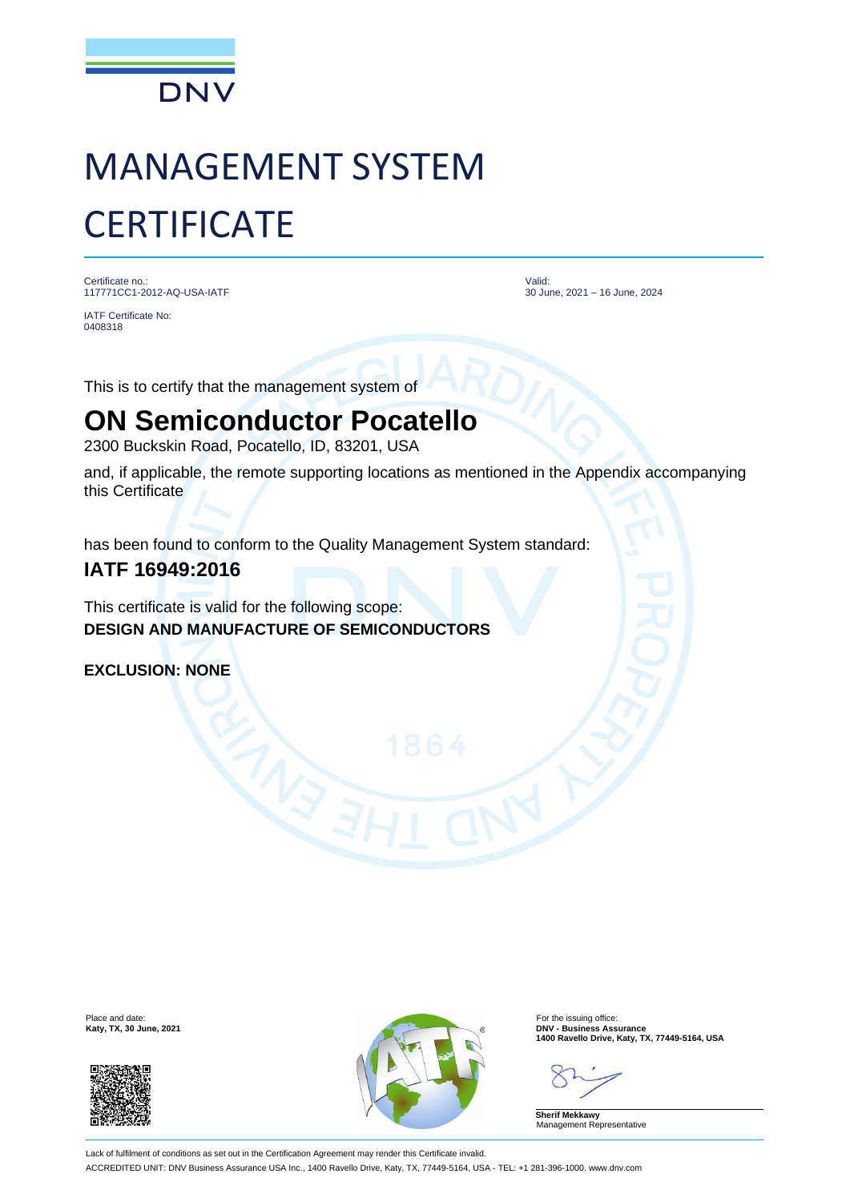DNV

# MANAGEMENT SYSTEM CERTIFICATE

Certificate no.:
117771CC1-2012-AQ-USA-IATF

IATF Certificate No:
0408318

Valid:
30 June, 2021 – 16 June, 2024

This is to certify that the management system of

## ON Semiconductor Pocatello

2300 Buckskin Road, Pocatello, ID, 83201, USA

and, if applicable, the remote supporting locations as mentioned in the Appendix accompanying this Certificate

has been found to conform to the Quality Management System standard:

**IATF 16949:2016**

This certificate is valid for the following scope:
**DESIGN AND MANUFACTURE OF SEMICONDUCTORS**

**EXCLUSION: NONE**

Place and date:
**Katy, TX, 30 June, 2021**

For the issuing office:
**DNV - Business Assurance**
**1400 Ravello Drive, Katy, TX, 77449-5164, USA**

**Sherif Mekkawy**
Management Representative

Lack of fulfilment of conditions as set out in the Certification Agreement may render this Certificate invalid.
ACCREDITED UNIT: DNV Business Assurance USA Inc., 1400 Ravello Drive, Katy, TX, 77449-5164, USA - TEL: +1 281-396-1000. www.dnv.com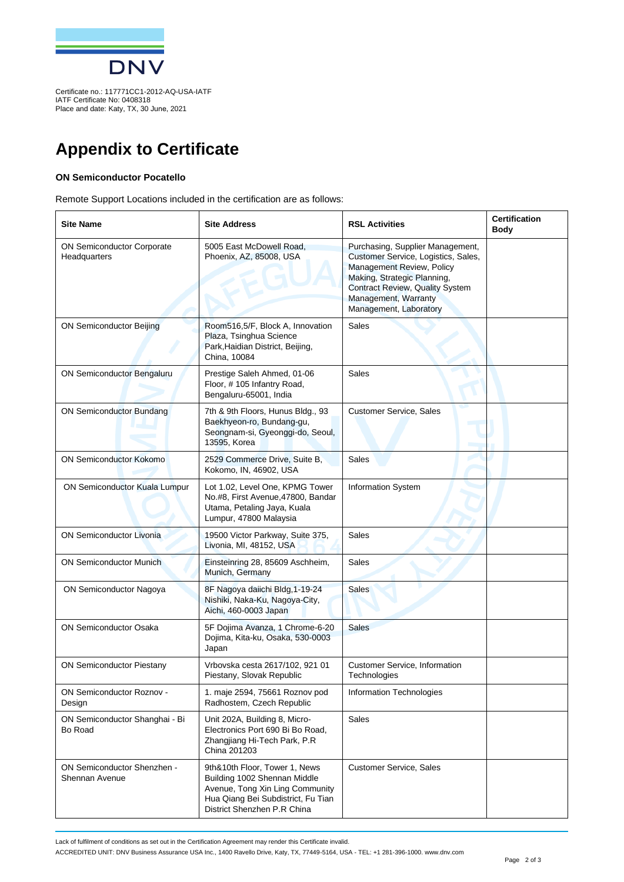Certificate no.: 117771CC1-2012-AQ-USA-IATF
IATF Certificate No: 0408318
Place and date: Katy, TX, 30 June, 2021

# Appendix to Certificate

**ON Semiconductor Pocatello**

Remote Support Locations included in the certification are as follows:

| Site Name | Site Address | RSL Activities | Certification Body |
|---|---|---|---|
| ON Semiconductor Corporate Headquarters | 5005 East McDowell Road, Phoenix, AZ, 85008, USA | Purchasing, Supplier Management, Customer Service, Logistics, Sales, Management Review, Policy Making, Strategic Planning, Contract Review, Quality System Management, Warranty Management, Laboratory | |
| ON Semiconductor Beijing | Room516,5/F, Block A, Innovation Plaza, Tsinghua Science Park,Haidian District, Beijing, China, 10084 | Sales | |
| ON Semiconductor Bengaluru | Prestige Saleh Ahmed, 01-06 Floor, # 105 Infantry Road, Bengaluru-65001, India | Sales | |
| ON Semiconductor Bundang | 7th & 9th Floors, Hunus Bldg., 93 Baekhyeon-ro, Bundang-gu, Seongnam-si, Gyeonggi-do, Seoul, 13595, Korea | Customer Service, Sales | |
| ON Semiconductor Kokomo | 2529 Commerce Drive, Suite B, Kokomo, IN, 46902, USA | Sales | |
| ON Semiconductor Kuala Lumpur | Lot 1.02, Level One, KPMG Tower No.#8, First Avenue,47800, Bandar Utama, Petaling Jaya, Kuala Lumpur, 47800 Malaysia | Information System | |
| ON Semiconductor Livonia | 19500 Victor Parkway, Suite 375, Livonia, MI, 48152, USA | Sales | |
| ON Semiconductor Munich | Einsteinring 28, 85609 Aschheim, Munich, Germany | Sales | |
| ON Semiconductor Nagoya | 8F Nagoya daiichi Bldg,1-19-24 Nishiki, Naka-Ku, Nagoya-City, Aichi, 460-0003 Japan | Sales | |
| ON Semiconductor Osaka | 5F Dojima Avanza, 1 Chrome-6-20 Dojima, Kita-ku, Osaka, 530-0003 Japan | Sales | |
| ON Semiconductor Piestany | Vrbovska cesta 2617/102, 921 01 Piestany, Slovak Republic | Customer Service, Information Technologies | |
| ON Semiconductor Roznov - Design | 1. maje 2594, 75661 Roznov pod Radhostem, Czech Republic | Information Technologies | |
| ON Semiconductor Shanghai - Bi Bo Road | Unit 202A, Building 8, Micro-Electronics Port 690 Bi Bo Road, Zhangjiang Hi-Tech Park, P.R China 201203 | Sales | |
| ON Semiconductor Shenzhen - Shennan Avenue | 9th&10th Floor, Tower 1, News Building 1002 Shennan Middle Avenue, Tong Xin Ling Community Hua Qiang Bei Subdistrict, Fu Tian District Shenzhen P.R China | Customer Service, Sales | |

Lack of fulfilment of conditions as set out in the Certification Agreement may render this Certificate invalid.

ACCREDITED UNIT: DNV Business Assurance USA Inc., 1400 Ravello Drive, Katy, TX, 77449-5164, USA - TEL: +1 281-396-1000. www.dnv.com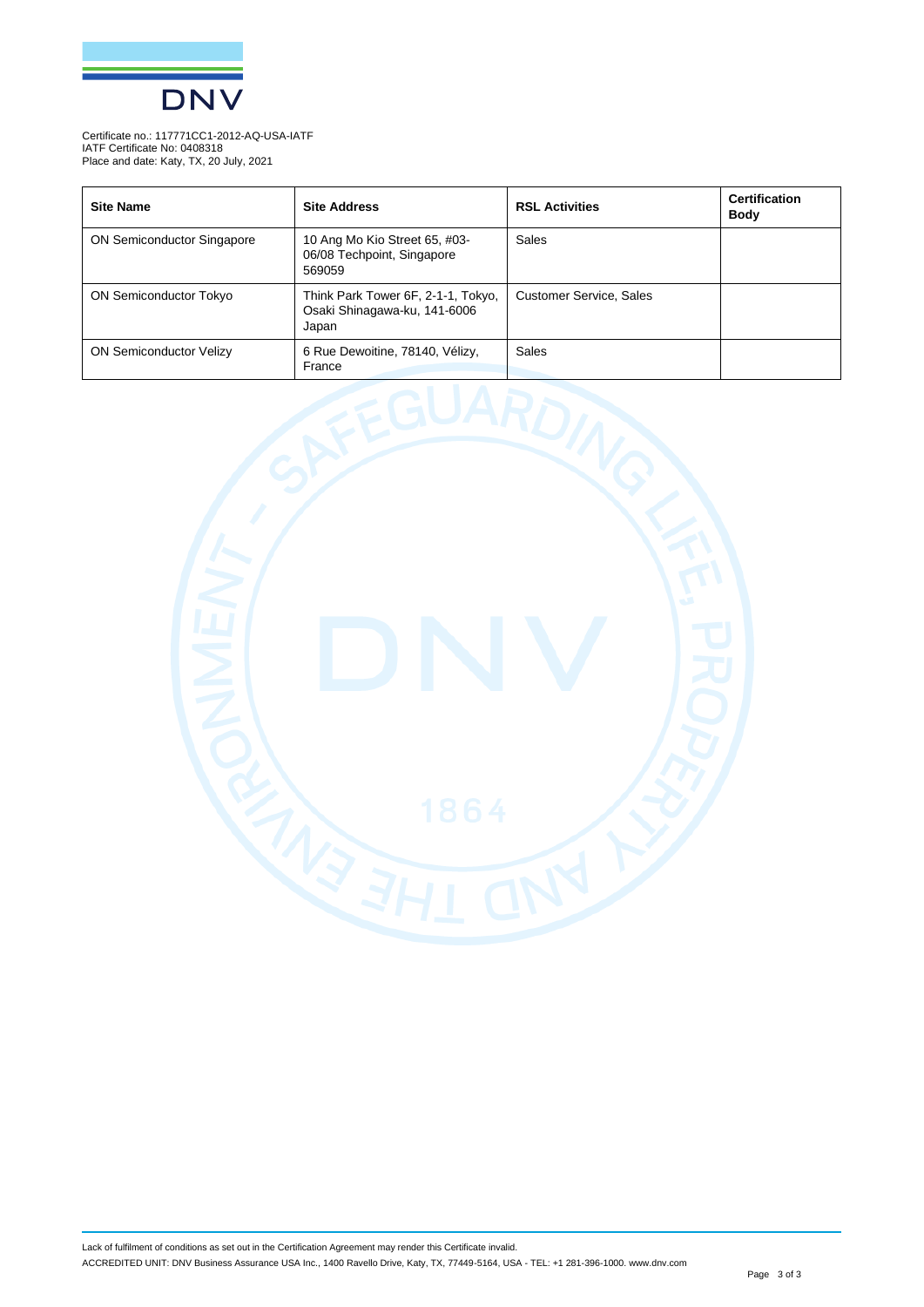Certificate no.: 117771CC1-2012-AQ-USA-IATF
IATF Certificate No: 0408318
Place and date: Katy, TX, 20 July, 2021

| Site Name | Site Address | RSL Activities | Certification Body |
|---|---|---|---|
| ON Semiconductor Singapore | 10 Ang Mo Kio Street 65, #03-06/08 Techpoint, Singapore 569059 | Sales | |
| ON Semiconductor Tokyo | Think Park Tower 6F, 2-1-1, Tokyo, Osaki Shinagawa-ku, 141-6006 Japan | Customer Service, Sales | |
| ON Semiconductor Velizy | 6 Rue Dewoitine, 78140, Vélizy, France | Sales | |

Lack of fulfilment of conditions as set out in the Certification Agreement may render this Certificate invalid.

ACCREDITED UNIT: DNV Business Assurance USA Inc., 1400 Ravello Drive, Katy, TX, 77449-5164, USA - TEL: +1 281-396-1000. www.dnv.com